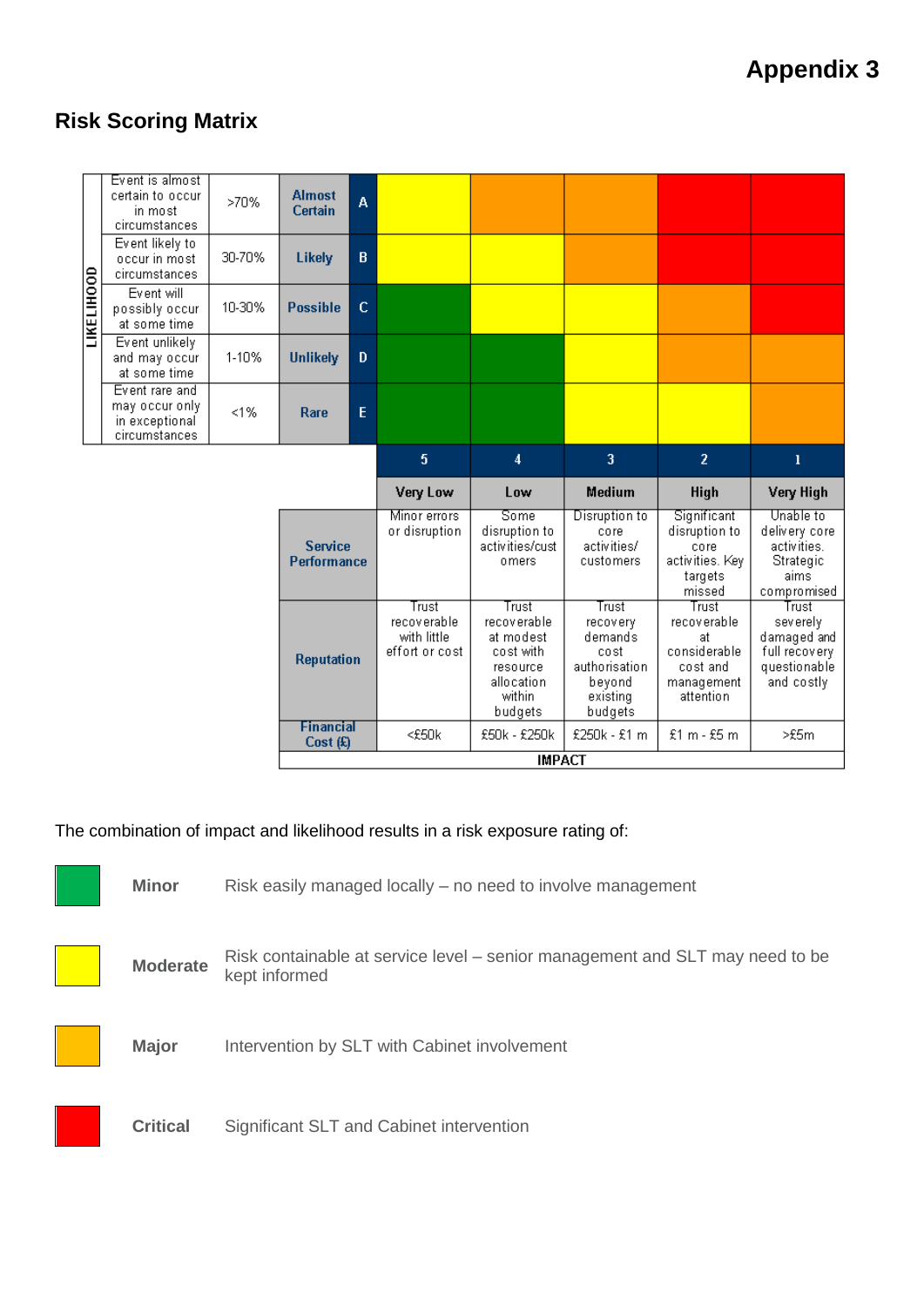# Appendix 3

## Risk Scoring Matrix

| LIKELIHOOD | | | | | | | | | |
|---|---|---|---|---|---|---|---|---|---|
| Event is almost certain to occur in most circumstances | >70% | Almost Certain | A | Yellow | Orange | Orange | Red | Red |
| Event likely to occur in most circumstances | 30-70% | Likely | B | Yellow | Yellow | Orange | Red | Red |
| Event will possibly occur at some time | 10-30% | Possible | C | Green | Yellow | Yellow | Orange | Red |
| Event unlikely and may occur at some time | 1-10% | Unlikely | D | Green | Green | Yellow | Orange | Orange |
| Event rare and may occur only in exceptional circumstances | <1% | Rare | E | Green | Green | Yellow | Yellow | Orange |

| IMPACT | 5 | 4 | 3 | 2 | 1 |
|---|---|---|---|---|---|
| | Very Low | Low | Medium | High | Very High |
| Service Performance | Minor errors or disruption | Some disruption to activities/customers | Disruption to core activities/ customers | Significant disruption to core activities. Key targets missed | Unable to delivery core activities. Strategic aims compromised |
| Reputation | Trust recoverable with little effort or cost | Trust recoverable at modest cost with resource allocation within budgets | Trust recovery demands cost authorisation beyond existing budgets | Trust recoverable at considerable cost and management attention | Trust severely damaged and full recovery questionable and costly |
| Financial Cost (£) | <£50k | £50k - £250k | £250k - £1 m | £1 m - £5 m | >£5m |

The combination of impact and likelihood results in a risk exposure rating of:

| Colour | Rating | Description |
|---|---|---|
| Green | **Minor** | Risk easily managed locally – no need to involve management |
| Yellow | **Moderate** | Risk containable at service level – senior management and SLT may need to be kept informed |
| Orange | **Major** | Intervention by SLT with Cabinet involvement |
| Red | **Critical** | Significant SLT and Cabinet intervention |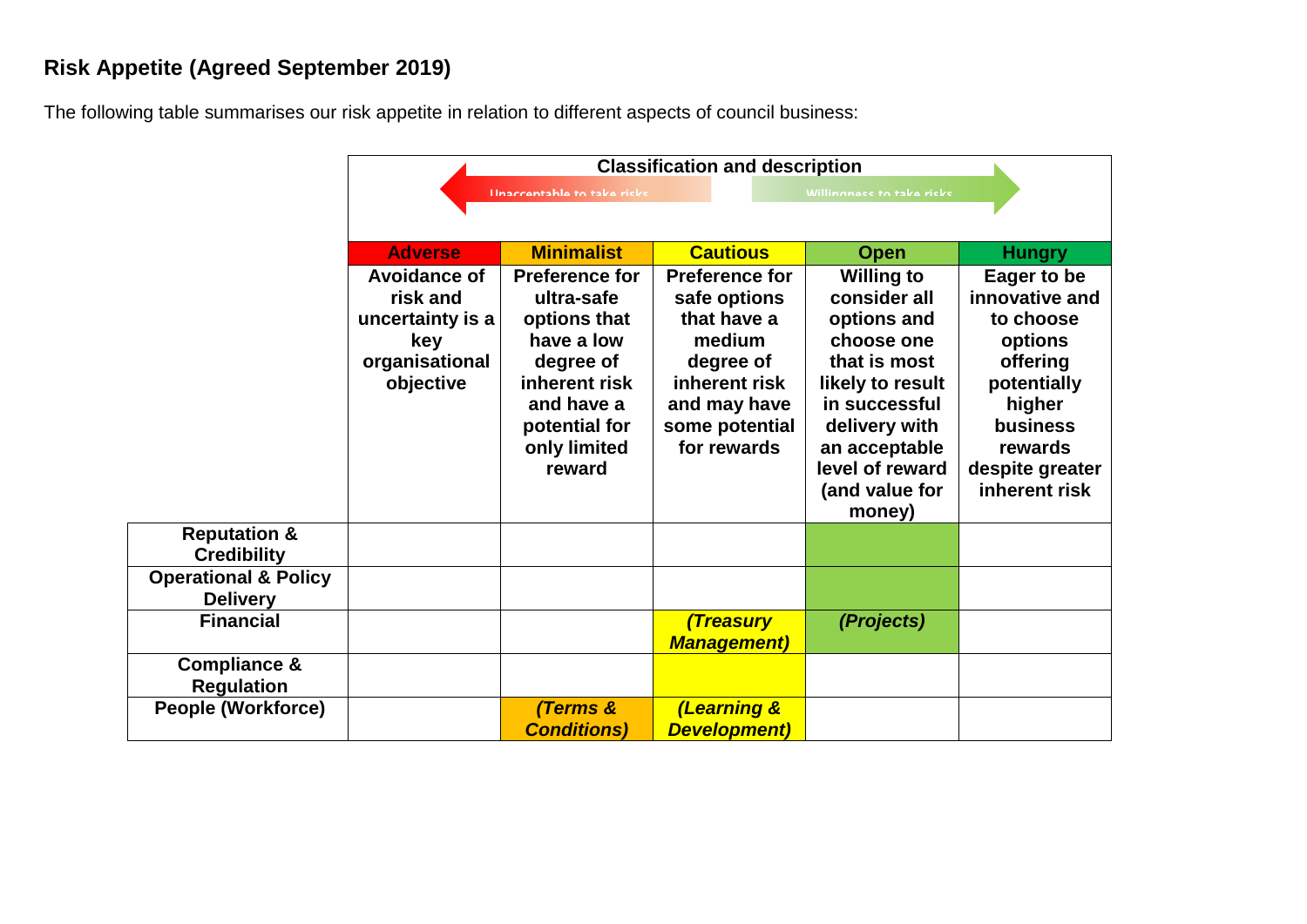## Risk Appetite (Agreed September 2019)

The following table summarises our risk appetite in relation to different aspects of council business:

| | Classification and description | | | | |
|---|---|---|---|---|---|
| | Unacceptable to take risks | | | Willingness to take risks | |
| | **Adverse** | **Minimalist** | **Cautious** | **Open** | **Hungry** |
| | **Avoidance of risk and uncertainty is a key organisational objective** | **Preference for ultra-safe options that have a low degree of inherent risk and have a potential for only limited reward** | **Preference for safe options that have a medium degree of inherent risk and may have some potential for rewards** | **Willing to consider all options and choose one that is most likely to result in successful delivery with an acceptable level of reward (and value for money)** | **Eager to be innovative and to choose options offering potentially higher business rewards despite greater inherent risk** |
| **Reputation & Credibility** | | | | ✓ | |
| **Operational & Policy Delivery** | | | | ✓ | |
| **Financial** | | | ***(Treasury Management)*** | ***(Projects)*** | |
| **Compliance & Regulation** | | | ✓ | | |
| **People (Workforce)** | | ***(Terms & Conditions)*** | ***(Learning & Development)*** | | |